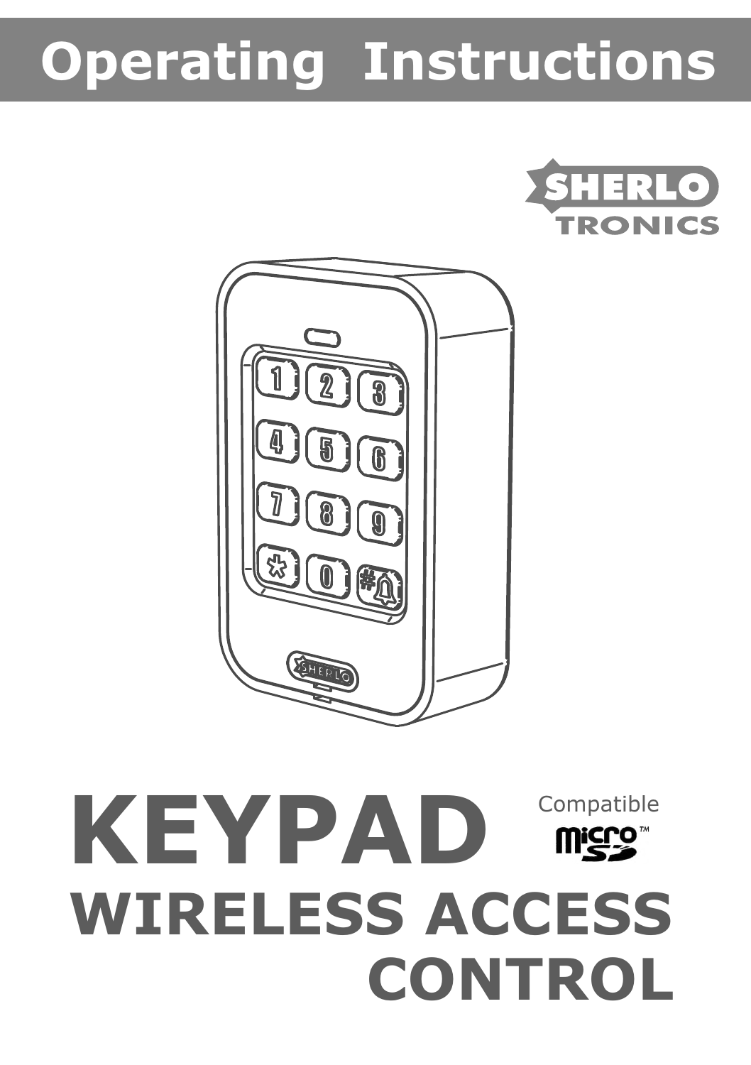# Operating Instructions

SHERLO TRONICS

# KEYPAD

Compatible microSD™

# WIRELESS ACCESS CONTROL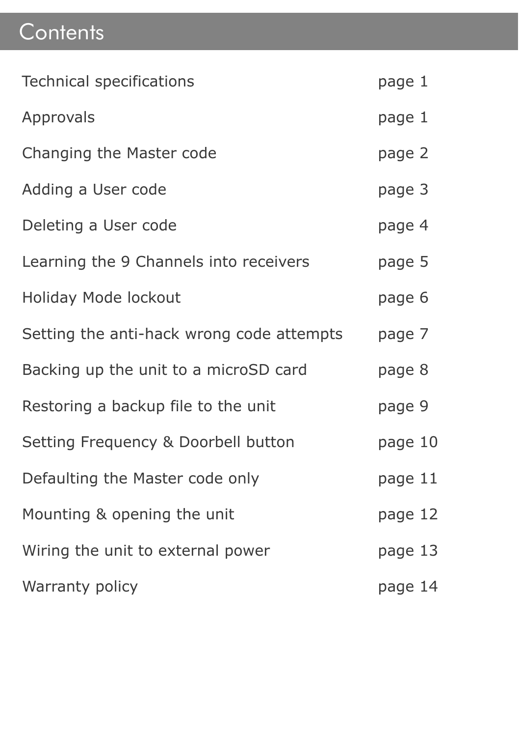# Contents

| | |
|---|---|
| Technical specifications | page 1 |
| Approvals | page 1 |
| Changing the Master code | page 2 |
| Adding a User code | page 3 |
| Deleting a User code | page 4 |
| Learning the 9 Channels into receivers | page 5 |
| Holiday Mode lockout | page 6 |
| Setting the anti-hack wrong code attempts | page 7 |
| Backing up the unit to a microSD card | page 8 |
| Restoring a backup file to the unit | page 9 |
| Setting Frequency & Doorbell button | page 10 |
| Defaulting the Master code only | page 11 |
| Mounting & opening the unit | page 12 |
| Wiring the unit to external power | page 13 |
| Warranty policy | page 14 |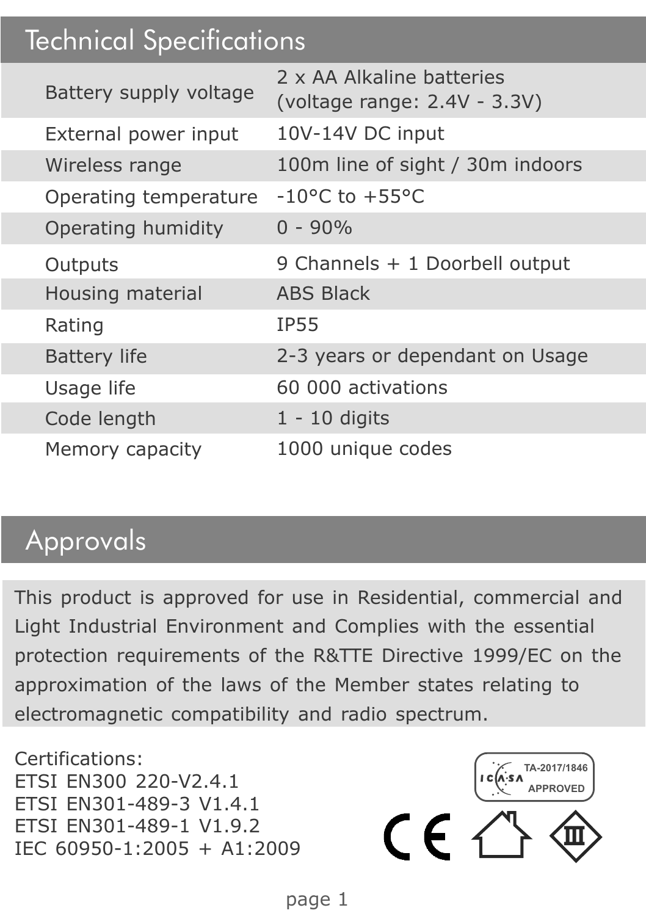## Technical Specifications

| Specification | Value |
|---|---|
| Battery supply voltage | 2 x AA Alkaline batteries (voltage range: 2.4V - 3.3V) |
| External power input | 10V-14V DC input |
| Wireless range | 100m line of sight / 30m indoors |
| Operating temperature | -10°C to +55°C |
| Operating humidity | 0 - 90% |
| Outputs | 9 Channels + 1 Doorbell output |
| Housing material | ABS Black |
| Rating | IP55 |
| Battery life | 2-3 years or dependant on Usage |
| Usage life | 60 000 activations |
| Code length | 1 - 10 digits |
| Memory capacity | 1000 unique codes |

## Approvals

This product is approved for use in Residential, commercial and Light Industrial Environment and Complies with the essential protection requirements of the R&TTE Directive 1999/EC on the approximation of the laws of the Member states relating to electromagnetic compatibility and radio spectrum.

Certifications:
ETSI EN300 220-V2.4.1
ETSI EN301-489-3 V1.4.1
ETSI EN301-489-1 V1.9.2
IEC 60950-1:2005 + A1:2009

ICASA TA-2017/1846 APPROVED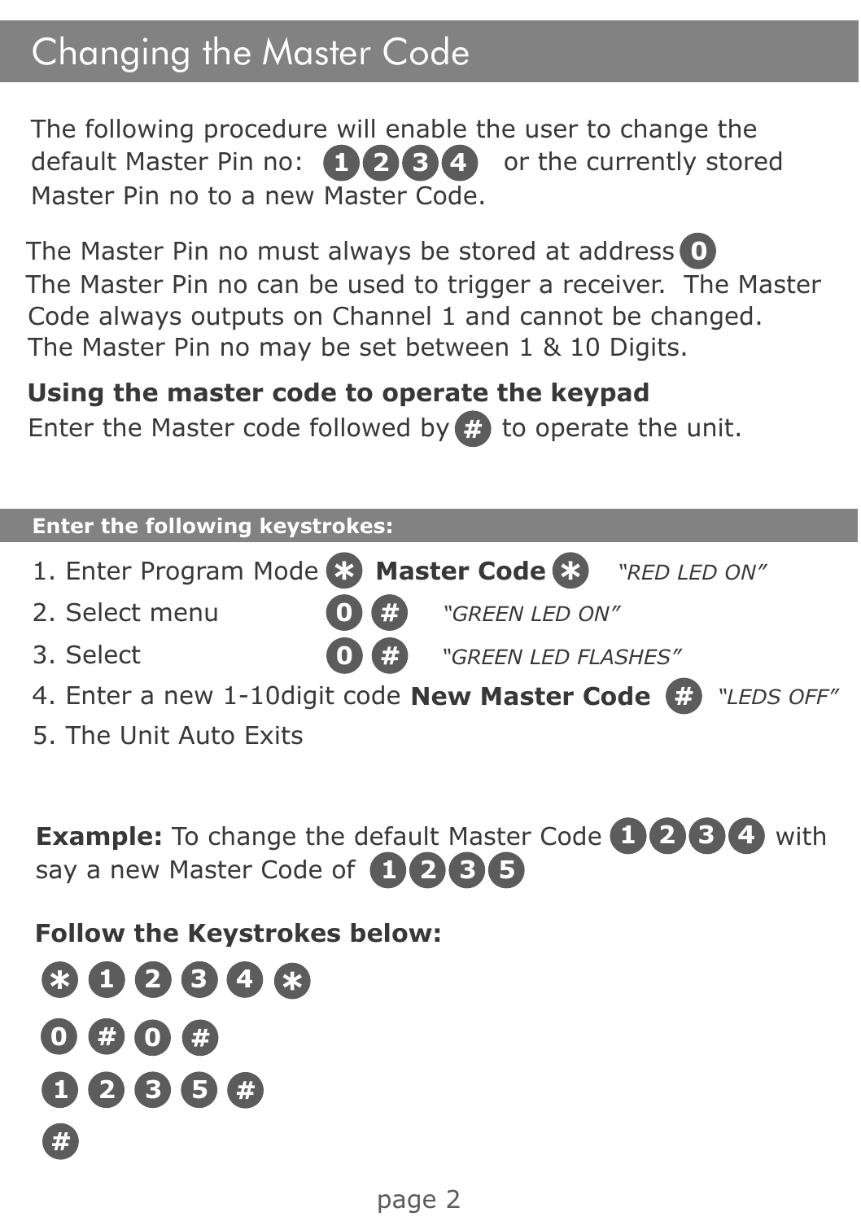# Changing the Master Code

The following procedure will enable the user to change the default Master Pin no: 1 2 3 4 or the currently stored Master Pin no to a new Master Code.

The Master Pin no must always be stored at address 0
The Master Pin no can be used to trigger a receiver. The Master Code always outputs on Channel 1 and cannot be changed.
The Master Pin no may be set between 1 & 10 Digits.

**Using the master code to operate the keypad**

Enter the Master code followed by # to operate the unit.

**Enter the following keystrokes:**

1. Enter Program Mode * **Master Code** * *"RED LED ON"*
2. Select menu 0 # *"GREEN LED ON"*
3. Select 0 # *"GREEN LED FLASHES"*
4. Enter a new 1-10digit code **New Master Code** # *"LEDS OFF"*
5. The Unit Auto Exits

**Example:** To change the default Master Code 1 2 3 4 with say a new Master Code of 1 2 3 5

**Follow the Keystrokes below:**

* 1 2 3 4 *

0 # 0 #

1 2 3 5 #

#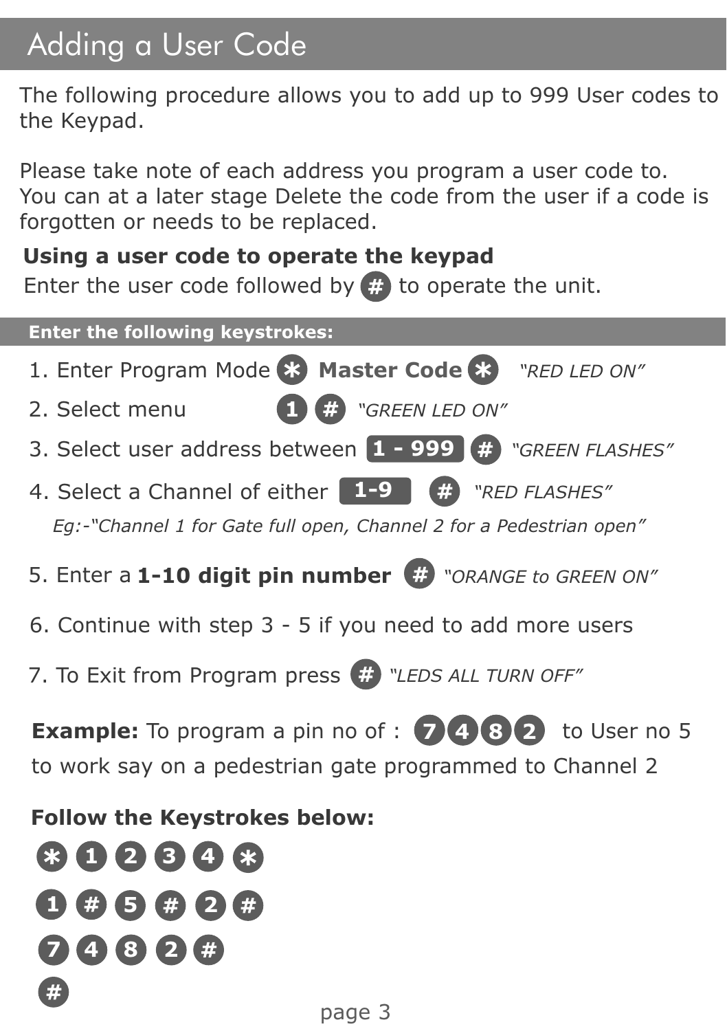# Adding a User Code

The following procedure allows you to add up to 999 User codes to the Keypad.

Please take note of each address you program a user code to. You can at a later stage Delete the code from the user if a code is forgotten or needs to be replaced.

**Using a user code to operate the keypad**

Enter the user code followed by # to operate the unit.

**Enter the following keystrokes:**

1. Enter Program Mode * **Master Code** * *"RED LED ON"*
2. Select menu 1 # *"GREEN LED ON"*
3. Select user address between 1 - 999 # *"GREEN FLASHES"*
4. Select a Channel of either 1-9 # *"RED FLASHES"*

   *Eg:-"Channel 1 for Gate full open, Channel 2 for a Pedestrian open"*

5. Enter a **1-10 digit pin number** # *"ORANGE to GREEN ON"*
6. Continue with step 3 - 5 if you need to add more users
7. To Exit from Program press # *"LEDS ALL TURN OFF"*

**Example:** To program a pin no of : 7 4 8 2 to User no 5 to work say on a pedestrian gate programmed to Channel 2

**Follow the Keystrokes below:**

* 1 2 3 4 *

1 # 5 # 2 #

7 4 8 2 #

#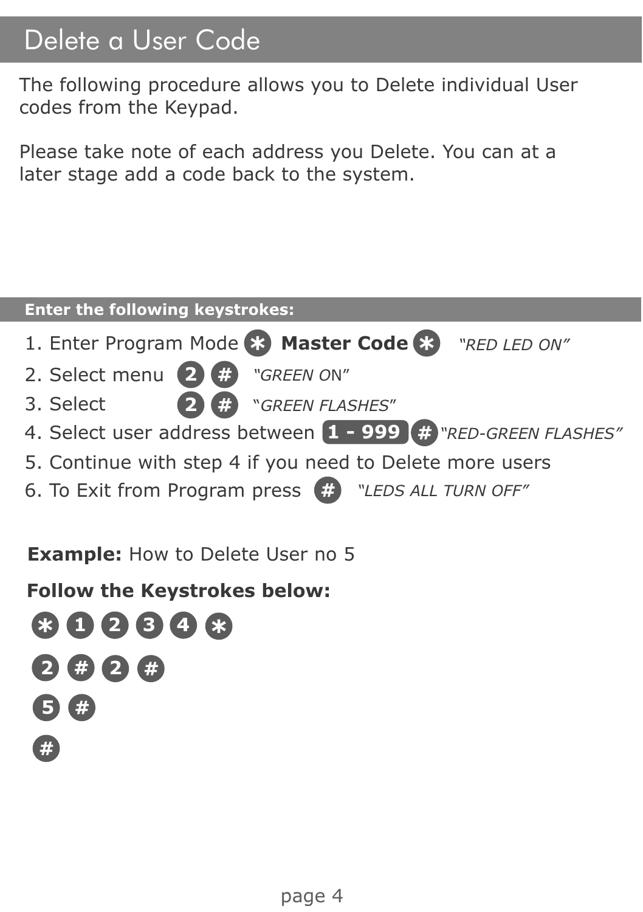# Delete a User Code

The following procedure allows you to Delete individual User codes from the Keypad.

Please take note of each address you Delete. You can at a later stage add a code back to the system.

**Enter the following keystrokes:**

1. Enter Program Mode * **Master Code** * *"RED LED ON"*
2. Select menu 2 # *"GREEN ON"*
3. Select 2 # *"GREEN FLASHES"*
4. Select user address between 1 - 999 # *"RED-GREEN FLASHES"*
5. Continue with step 4 if you need to Delete more users
6. To Exit from Program press # *"LEDS ALL TURN OFF"*

**Example:** How to Delete User no 5

**Follow the Keystrokes below:**

* 1 2 3 4 *

2 # 2 #

5 #

#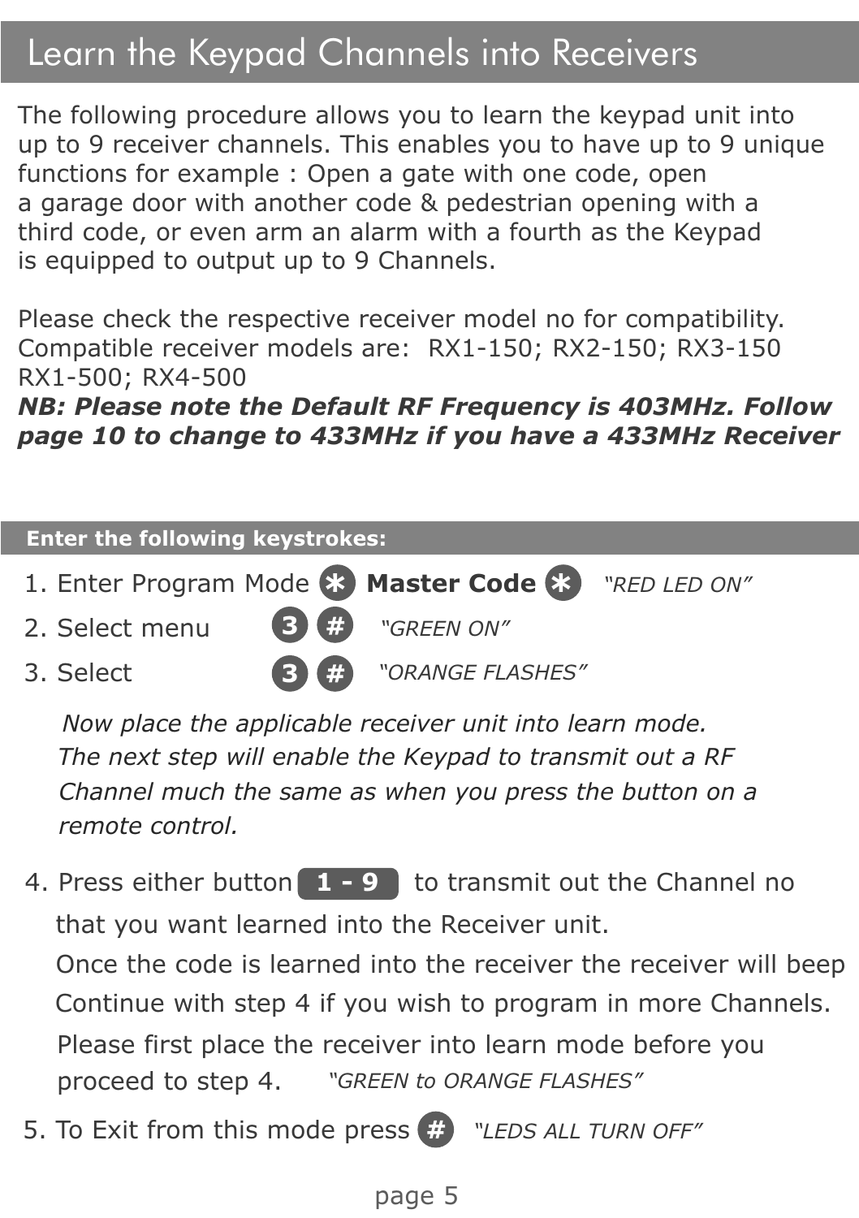# Learn the Keypad Channels into Receivers

The following procedure allows you to learn the keypad unit into up to 9 receiver channels. This enables you to have up to 9 unique functions for example : Open a gate with one code, open a garage door with another code & pedestrian opening with a third code, or even arm an alarm with a fourth as the Keypad is equipped to output up to 9 Channels.

Please check the respective receiver model no for compatibility. Compatible receiver models are: RX1-150; RX2-150; RX3-150 RX1-500; RX4-500

***NB: Please note the Default RF Frequency is 403MHz. Follow page 10 to change to 433MHz if you have a 433MHz Receiver***

**Enter the following keystrokes:**

1. Enter Program Mode * **Master Code** * *"RED LED ON"*
2. Select menu 3 # *"GREEN ON"*
3. Select 3 # *"ORANGE FLASHES"*

   *Now place the applicable receiver unit into learn mode. The next step will enable the Keypad to transmit out a RF Channel much the same as when you press the button on a remote control.*

4. Press either button **1 - 9** to transmit out the Channel no that you want learned into the Receiver unit.
   Once the code is learned into the receiver the receiver will beep
   Continue with step 4 if you wish to program in more Channels.
   Please first place the receiver into learn mode before you proceed to step 4. *"GREEN to ORANGE FLASHES"*
5. To Exit from this mode press # *"LEDS ALL TURN OFF"*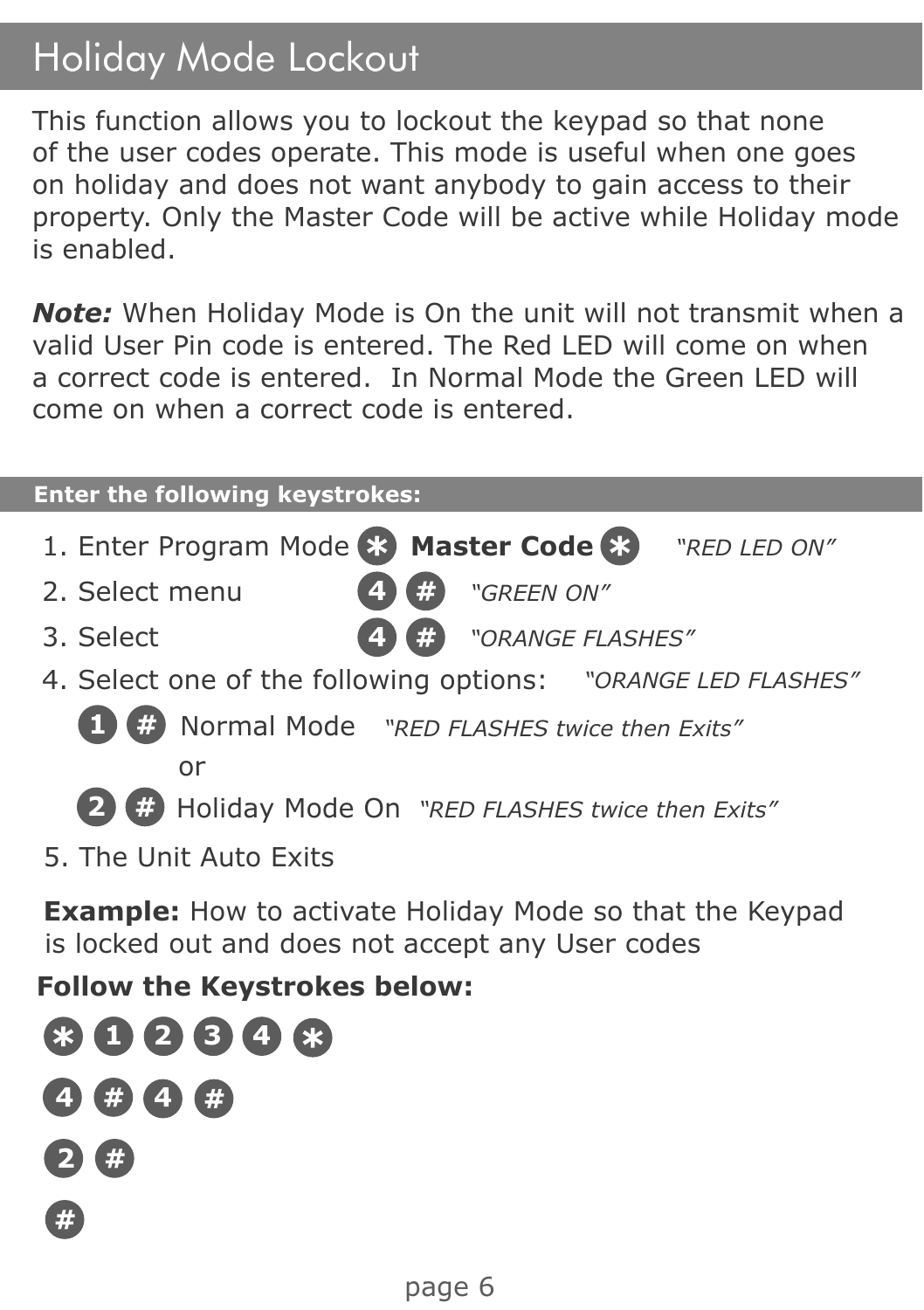# Holiday Mode Lockout

This function allows you to lockout the keypad so that none of the user codes operate. This mode is useful when one goes on holiday and does not want anybody to gain access to their property. Only the Master Code will be active while Holiday mode is enabled.

***Note:*** When Holiday Mode is On the unit will not transmit when a valid User Pin code is entered. The Red LED will come on when a correct code is entered. In Normal Mode the Green LED will come on when a correct code is entered.

## Enter the following keystrokes:

1. Enter Program Mode * **Master Code** * *"RED LED ON"*
2. Select menu 4 # *"GREEN ON"*
3. Select 4 # *"ORANGE FLASHES"*
4. Select one of the following options: *"ORANGE LED FLASHES"*
   - 1 # Normal Mode *"RED FLASHES twice then Exits"*

     or
   - 2 # Holiday Mode On *"RED FLASHES twice then Exits"*
5. The Unit Auto Exits

**Example:** How to activate Holiday Mode so that the Keypad is locked out and does not accept any User codes

**Follow the Keystrokes below:**

* 1 2 3 4 *

4 # 4 #

2 #

#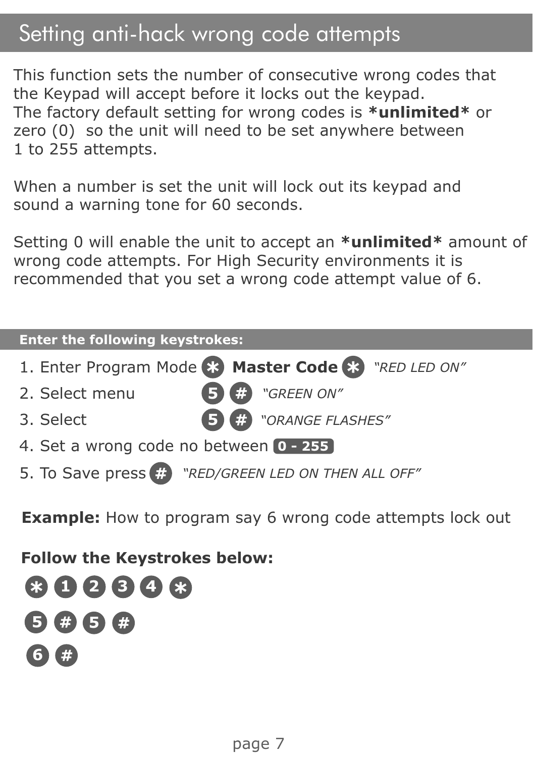# Setting anti-hack wrong code attempts

This function sets the number of consecutive wrong codes that the Keypad will accept before it locks out the keypad.
The factory default setting for wrong codes is ***unlimited*** or zero (0) so the unit will need to be set anywhere between 1 to 255 attempts.

When a number is set the unit will lock out its keypad and sound a warning tone for 60 seconds.

Setting 0 will enable the unit to accept an ***unlimited*** amount of wrong code attempts. For High Security environments it is recommended that you set a wrong code attempt value of 6.

## Enter the following keystrokes:

1. Enter Program Mode * **Master Code** * *"RED LED ON"*
2. Select menu 5 # *"GREEN ON"*
3. Select 5 # *"ORANGE FLASHES"*
4. Set a wrong code no between 0 - 255
5. To Save press # *"RED/GREEN LED ON THEN ALL OFF"*

**Example:** How to program say 6 wrong code attempts lock out

**Follow the Keystrokes below:**

* 1 2 3 4 *

5 # 5 #

6 #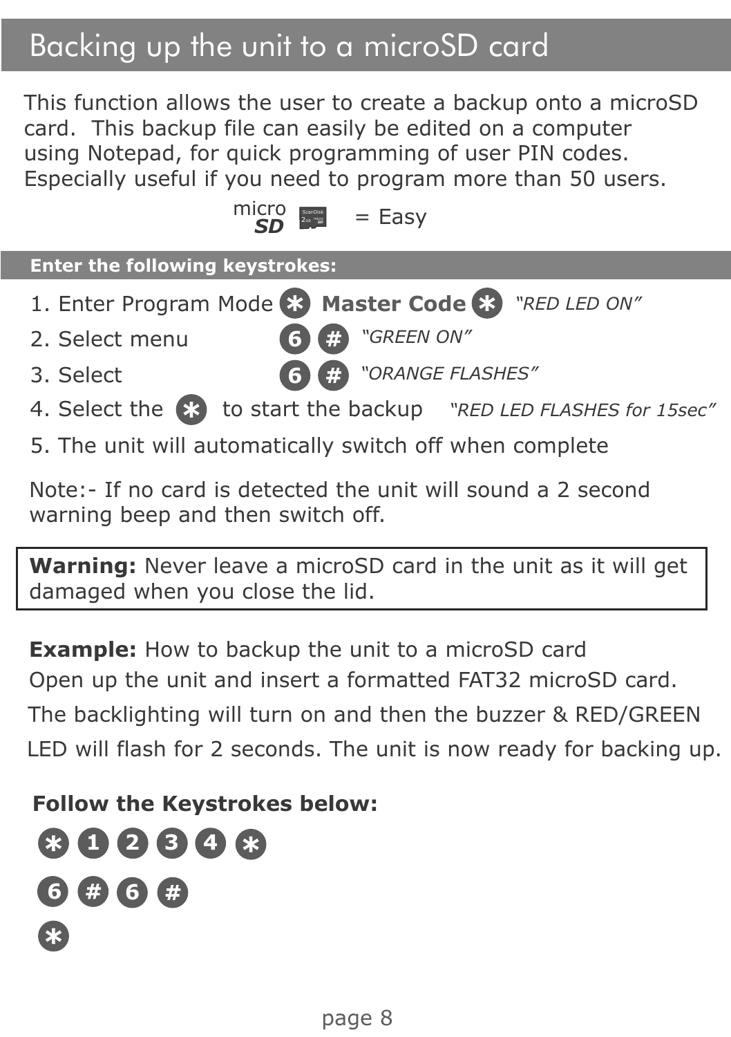# Backing up the unit to a microSD card

This function allows the user to create a backup onto a microSD card. This backup file can easily be edited on a computer using Notepad, for quick programming of user PIN codes. Especially useful if you need to program more than 50 users.

micro SD = Easy

**Enter the following keystrokes:**

1. Enter Program Mode * **Master Code** * *"RED LED ON"*
2. Select menu 6 # *"GREEN ON"*
3. Select 6 # *"ORANGE FLASHES"*
4. Select the * to start the backup *"RED LED FLASHES for 15sec"*
5. The unit will automatically switch off when complete

Note:- If no card is detected the unit will sound a 2 second warning beep and then switch off.

**Warning:** Never leave a microSD card in the unit as it will get damaged when you close the lid.

**Example:** How to backup the unit to a microSD card
Open up the unit and insert a formatted FAT32 microSD card.
The backlighting will turn on and then the buzzer & RED/GREEN LED will flash for 2 seconds. The unit is now ready for backing up.

**Follow the Keystrokes below:**

* 1 2 3 4 *

6 # 6 #

*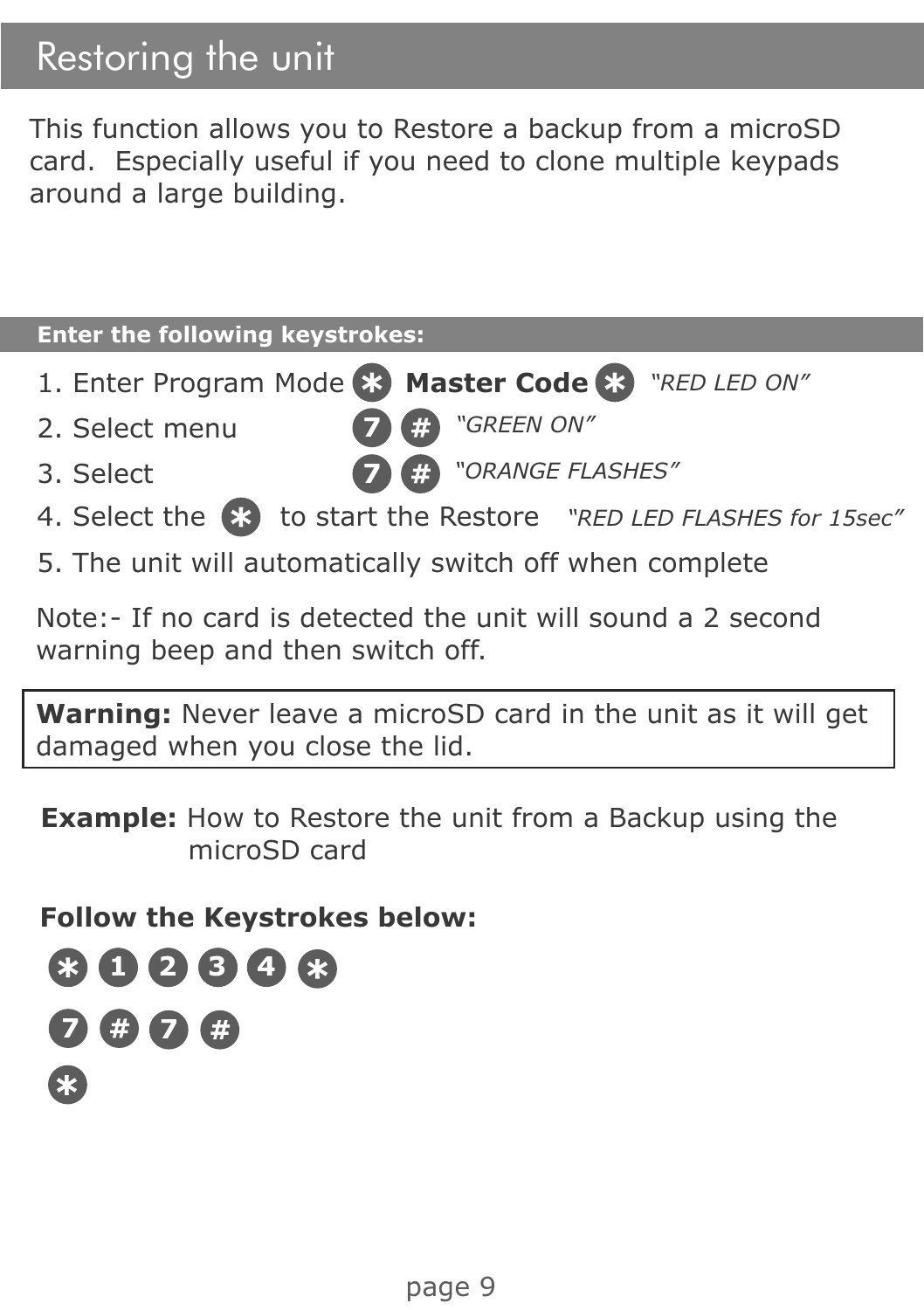# Restoring the unit

This function allows you to Restore a backup from a microSD card.  Especially useful if you need to clone multiple keypads around a large building.

**Enter the following keystrokes:**

1. Enter Program Mode * **Master Code** * *"RED LED ON"*
2. Select menu 7 # *"GREEN ON"*
3. Select 7 # *"ORANGE FLASHES"*
4. Select the * to start the Restore *"RED LED FLASHES for 15sec"*
5. The unit will automatically switch off when complete

Note:- If no card is detected the unit will sound a 2 second warning beep and then switch off.

**Warning:** Never leave a microSD card in the unit as it will get damaged when you close the lid.

**Example:** How to Restore the unit from a Backup using the microSD card

**Follow the Keystrokes below:**

* 1 2 3 4 *

7 # 7 #

*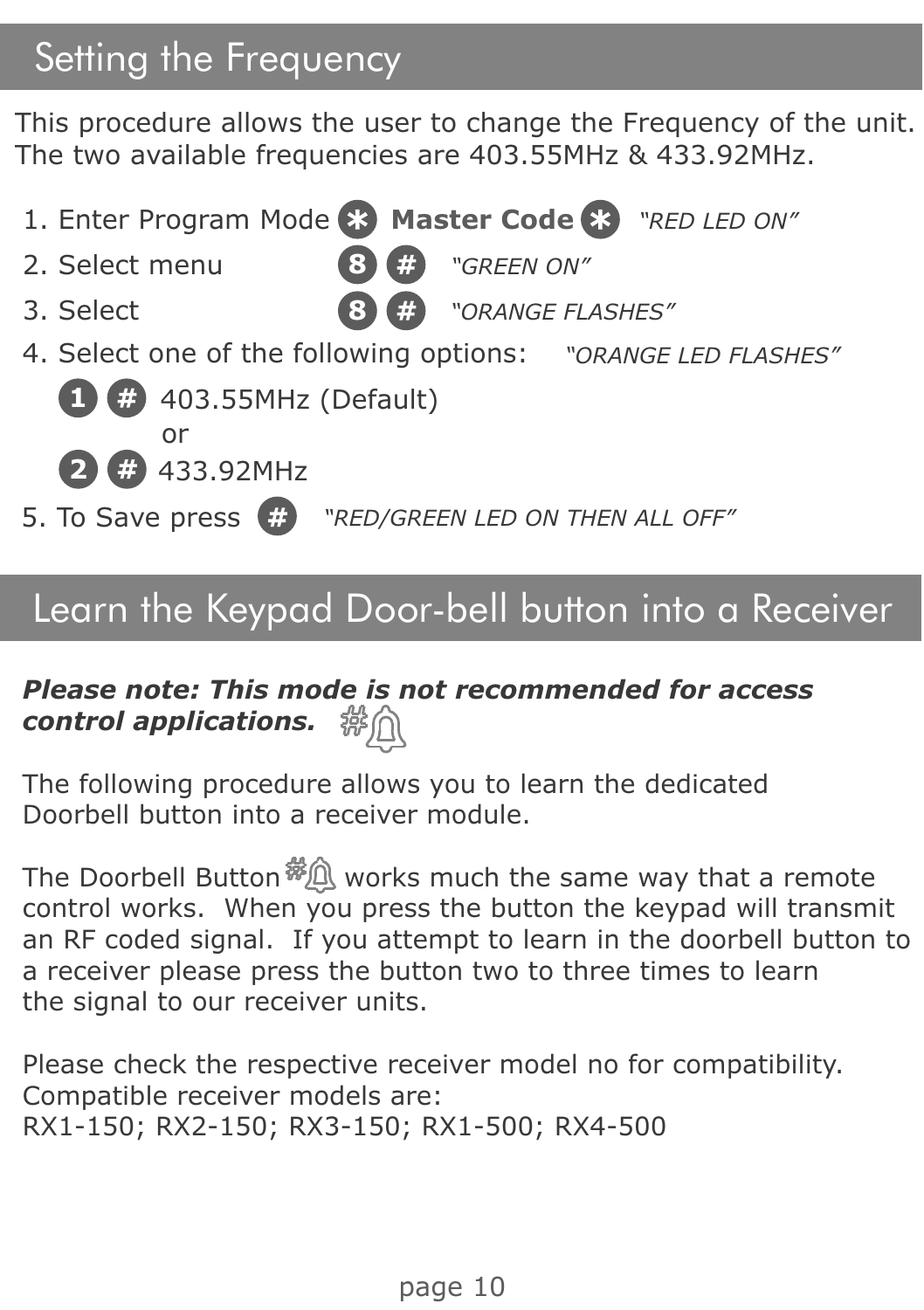## Setting the Frequency

This procedure allows the user to change the Frequency of the unit. The two available frequencies are 403.55MHz & 433.92MHz.

1. Enter Program Mode * **Master Code** * *"RED LED ON"*
2. Select menu 8 # *"GREEN ON"*
3. Select 8 # *"ORANGE FLASHES"*
4. Select one of the following options: *"ORANGE LED FLASHES"*

   1 # 403.55MHz (Default)

   or

   2 # 433.92MHz
5. To Save press # *"RED/GREEN LED ON THEN ALL OFF"*

## Learn the Keypad Door-bell button into a Receiver

***Please note: This mode is not recommended for access control applications.***

The following procedure allows you to learn the dedicated Doorbell button into a receiver module.

The Doorbell Button works much the same way that a remote control works. When you press the button the keypad will transmit an RF coded signal. If you attempt to learn in the doorbell button to a receiver please press the button two to three times to learn the signal to our receiver units.

Please check the respective receiver model no for compatibility. Compatible receiver models are:
RX1-150; RX2-150; RX3-150; RX1-500; RX4-500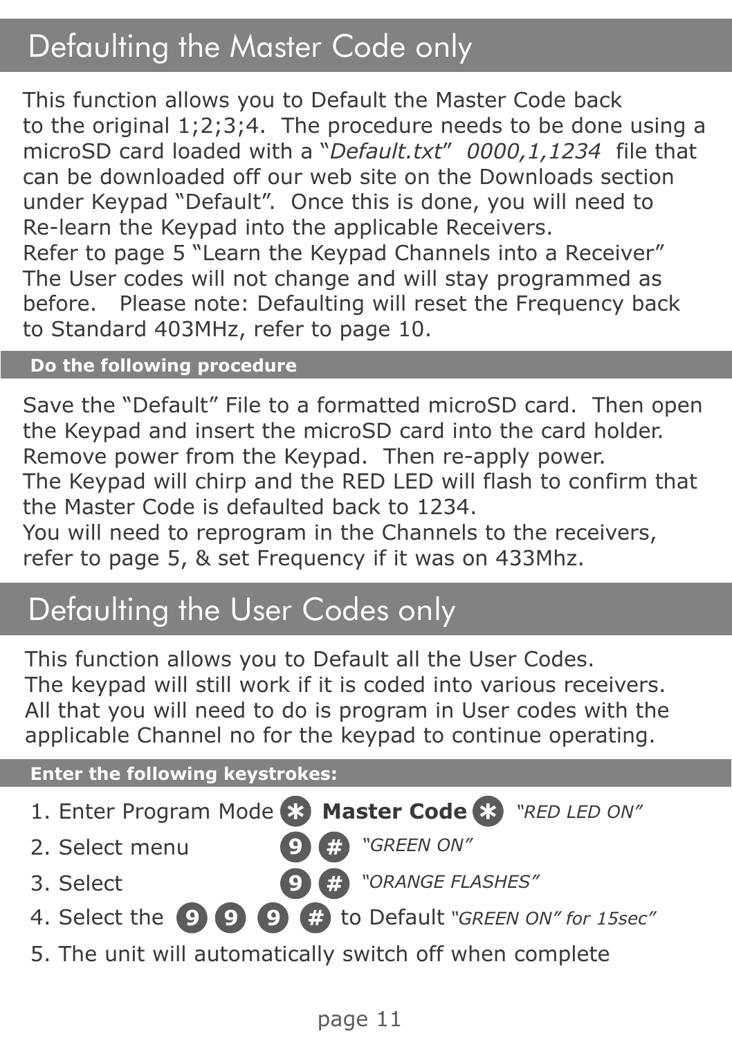# Defaulting the Master Code only

This function allows you to Default the Master Code back to the original 1;2;3;4. The procedure needs to be done using a microSD card loaded with a “*Default.txt*” *0000,1,1234* file that can be downloaded off our web site on the Downloads section under Keypad “Default”. Once this is done, you will need to Re-learn the Keypad into the applicable Receivers.
Refer to page 5 “Learn the Keypad Channels into a Receiver”
The User codes will not change and will stay programmed as before. Please note: Defaulting will reset the Frequency back to Standard 403MHz, refer to page 10.

**Do the following procedure**

Save the “Default” File to a formatted microSD card. Then open the Keypad and insert the microSD card into the card holder.
Remove power from the Keypad. Then re-apply power.
The Keypad will chirp and the RED LED will flash to confirm that the Master Code is defaulted back to 1234.
You will need to reprogram in the Channels to the receivers, refer to page 5, & set Frequency if it was on 433Mhz.

# Defaulting the User Codes only

This function allows you to Default all the User Codes.
The keypad will still work if it is coded into various receivers.
All that you will need to do is program in User codes with the applicable Channel no for the keypad to continue operating.

**Enter the following keystrokes:**

1. Enter Program Mode * **Master Code** * *“RED LED ON”*
2. Select menu 9 # *“GREEN ON”*
3. Select 9 # *“ORANGE FLASHES”*
4. Select the 9 9 9 # to Default *“GREEN ON” for 15sec”*
5. The unit will automatically switch off when complete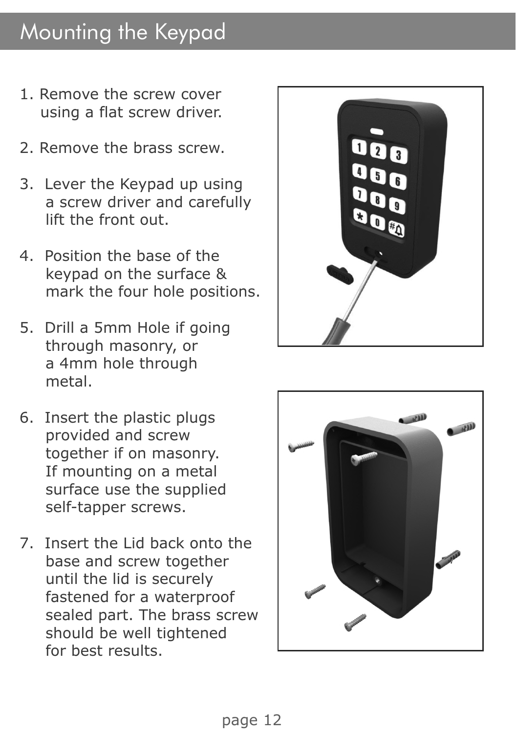# Mounting the Keypad

1. Remove the screw cover using a flat screw driver.

2. Remove the brass screw.

3. Lever the Keypad up using a screw driver and carefully lift the front out.

4. Position the base of the keypad on the surface & mark the four hole positions.

5. Drill a 5mm Hole if going through masonry, or a 4mm hole through metal.

6. Insert the plastic plugs provided and screw together if on masonry. If mounting on a metal surface use the supplied self-tapper screws.

7. Insert the Lid back onto the base and screw together until the lid is securely fastened for a waterproof sealed part. The brass screw should be well tightened for best results.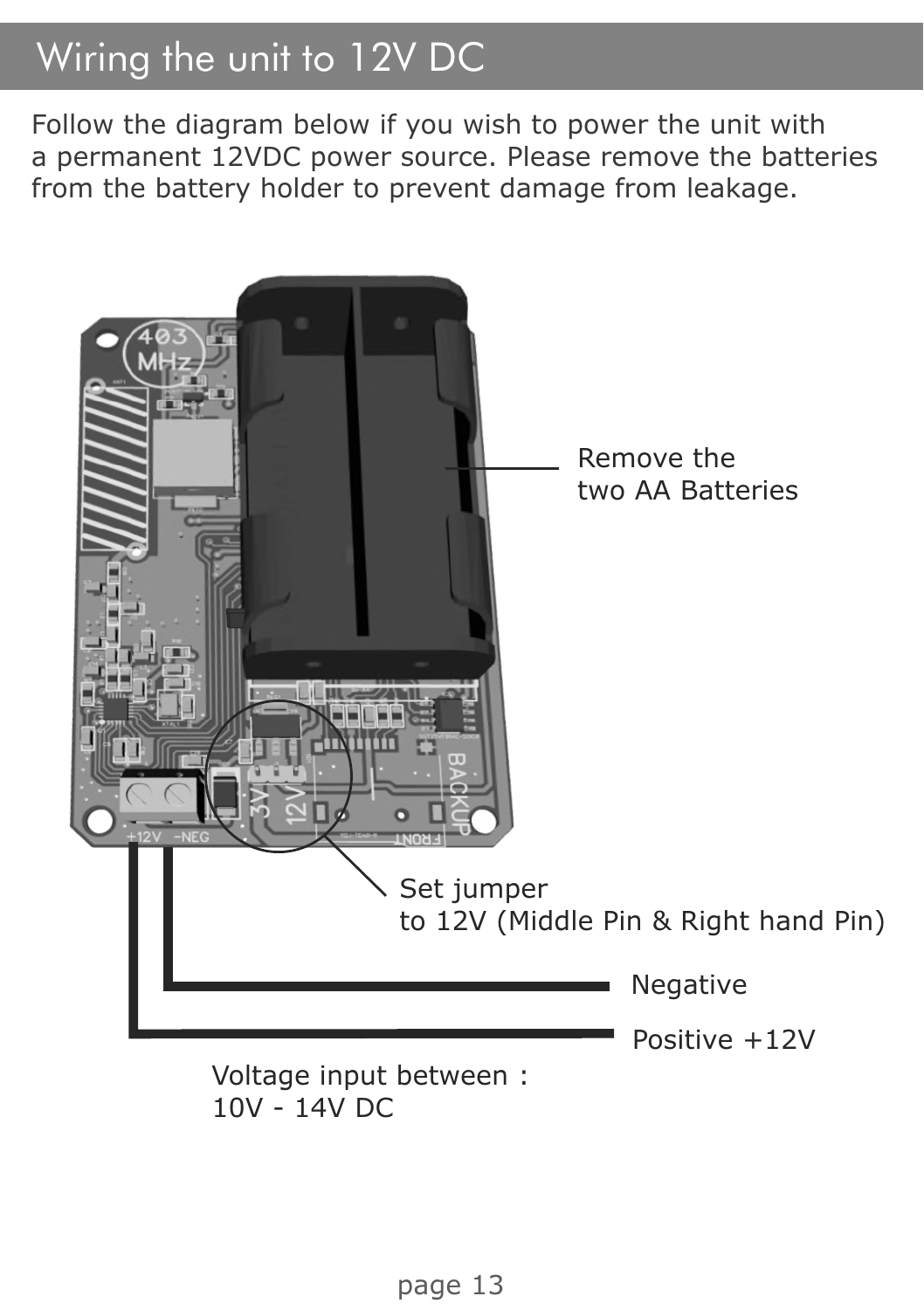# Wiring the unit to 12V DC

Follow the diagram below if you wish to power the unit with a permanent 12VDC power source. Please remove the batteries from the battery holder to prevent damage from leakage.

Remove the two AA Batteries

Set jumper to 12V (Middle Pin & Right hand Pin)

Negative

Positive +12V

Voltage input between : 10V - 14V DC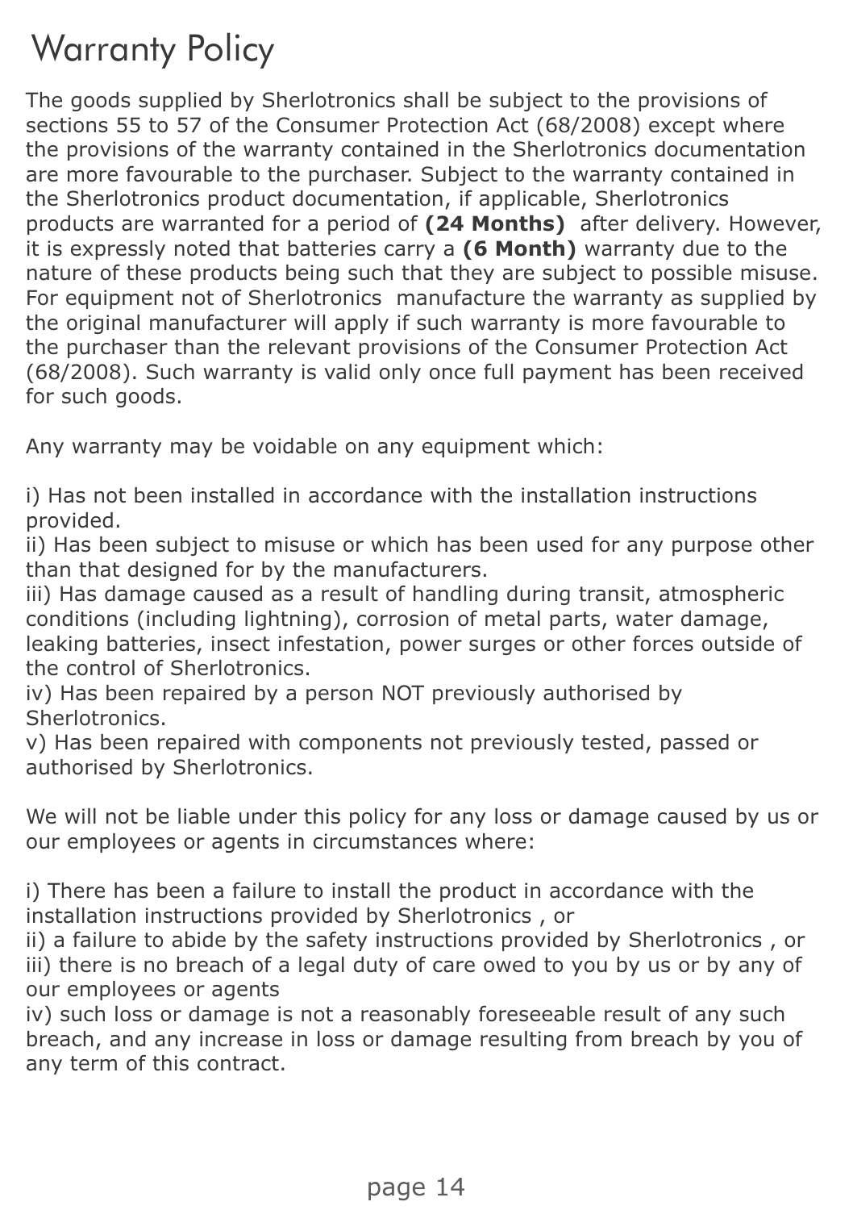# Warranty Policy

The goods supplied by Sherlotronics shall be subject to the provisions of sections 55 to 57 of the Consumer Protection Act (68/2008) except where the provisions of the warranty contained in the Sherlotronics documentation are more favourable to the purchaser. Subject to the warranty contained in the Sherlotronics product documentation, if applicable, Sherlotronics products are warranted for a period of **(24 Months)** after delivery. However, it is expressly noted that batteries carry a **(6 Month)** warranty due to the nature of these products being such that they are subject to possible misuse. For equipment not of Sherlotronics manufacture the warranty as supplied by the original manufacturer will apply if such warranty is more favourable to the purchaser than the relevant provisions of the Consumer Protection Act (68/2008). Such warranty is valid only once full payment has been received for such goods.

Any warranty may be voidable on any equipment which:

i) Has not been installed in accordance with the installation instructions provided.
ii) Has been subject to misuse or which has been used for any purpose other than that designed for by the manufacturers.
iii) Has damage caused as a result of handling during transit, atmospheric conditions (including lightning), corrosion of metal parts, water damage, leaking batteries, insect infestation, power surges or other forces outside of the control of Sherlotronics.
iv) Has been repaired by a person NOT previously authorised by Sherlotronics.
v) Has been repaired with components not previously tested, passed or authorised by Sherlotronics.

We will not be liable under this policy for any loss or damage caused by us or our employees or agents in circumstances where:

i) There has been a failure to install the product in accordance with the installation instructions provided by Sherlotronics , or
ii) a failure to abide by the safety instructions provided by Sherlotronics , or
iii) there is no breach of a legal duty of care owed to you by us or by any of our employees or agents
iv) such loss or damage is not a reasonably foreseeable result of any such breach, and any increase in loss or damage resulting from breach by you of any term of this contract.